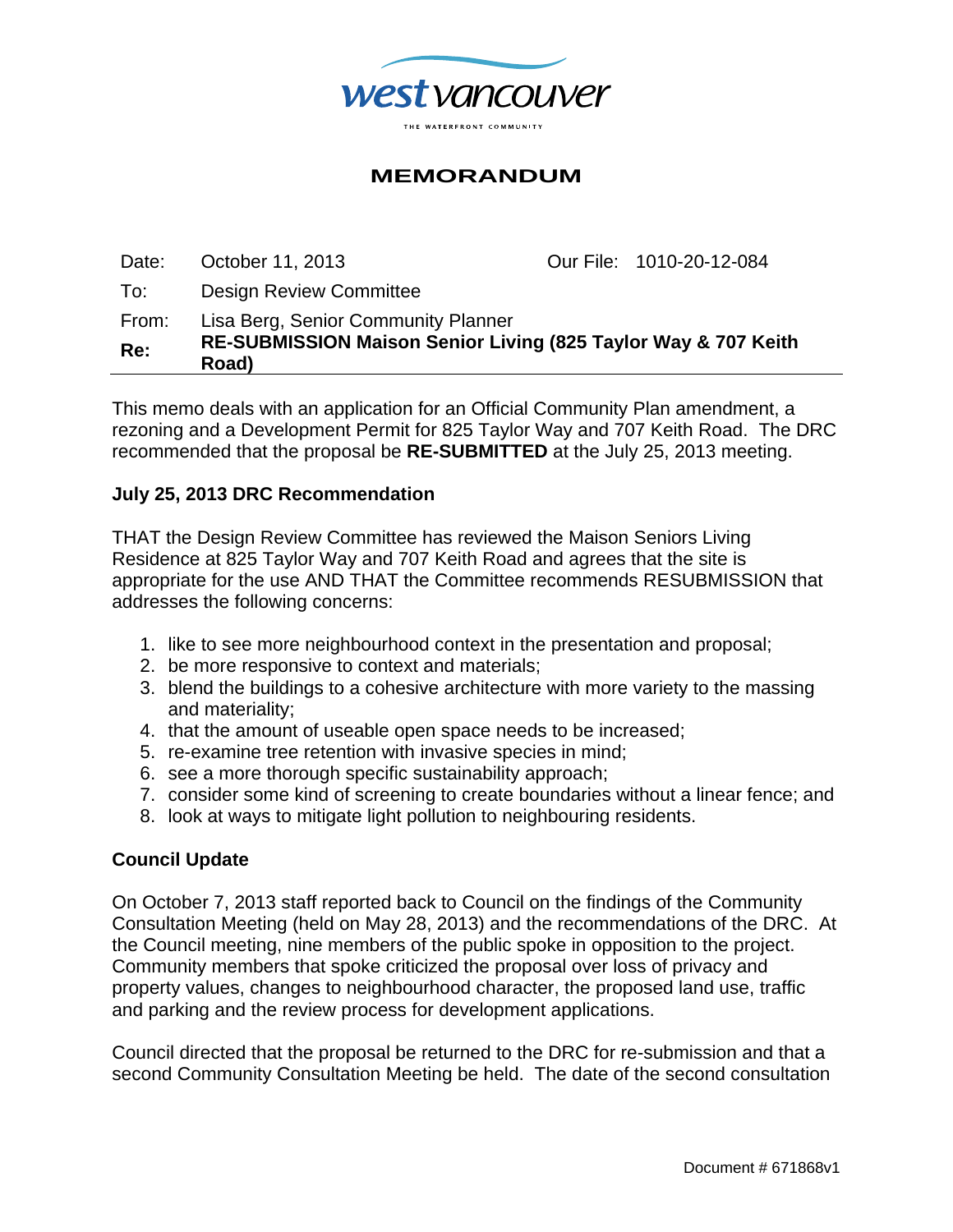west vancouver

THE WATERFRONT COMMUNITY

# MEMORANDUM

| | | | |
|---|---|---|---|
| Date: | October 11, 2013 | Our File: | 1010-20-12-084 |
| To: | Design Review Committee | | |
| From: | Lisa Berg, Senior Community Planner | | |
| **Re:** | **RE-SUBMISSION Maison Senior Living (825 Taylor Way & 707 Keith Road)** | | |

This memo deals with an application for an Official Community Plan amendment, a rezoning and a Development Permit for 825 Taylor Way and 707 Keith Road. The DRC recommended that the proposal be **RE-SUBMITTED** at the July 25, 2013 meeting.

**July 25, 2013 DRC Recommendation**

THAT the Design Review Committee has reviewed the Maison Seniors Living Residence at 825 Taylor Way and 707 Keith Road and agrees that the site is appropriate for the use AND THAT the Committee recommends RESUBMISSION that addresses the following concerns:

1. like to see more neighbourhood context in the presentation and proposal;
2. be more responsive to context and materials;
3. blend the buildings to a cohesive architecture with more variety to the massing and materiality;
4. that the amount of useable open space needs to be increased;
5. re-examine tree retention with invasive species in mind;
6. see a more thorough specific sustainability approach;
7. consider some kind of screening to create boundaries without a linear fence; and
8. look at ways to mitigate light pollution to neighbouring residents.

**Council Update**

On October 7, 2013 staff reported back to Council on the findings of the Community Consultation Meeting (held on May 28, 2013) and the recommendations of the DRC. At the Council meeting, nine members of the public spoke in opposition to the project. Community members that spoke criticized the proposal over loss of privacy and property values, changes to neighbourhood character, the proposed land use, traffic and parking and the review process for development applications.

Council directed that the proposal be returned to the DRC for re-submission and that a second Community Consultation Meeting be held. The date of the second consultation

Document # 671868v1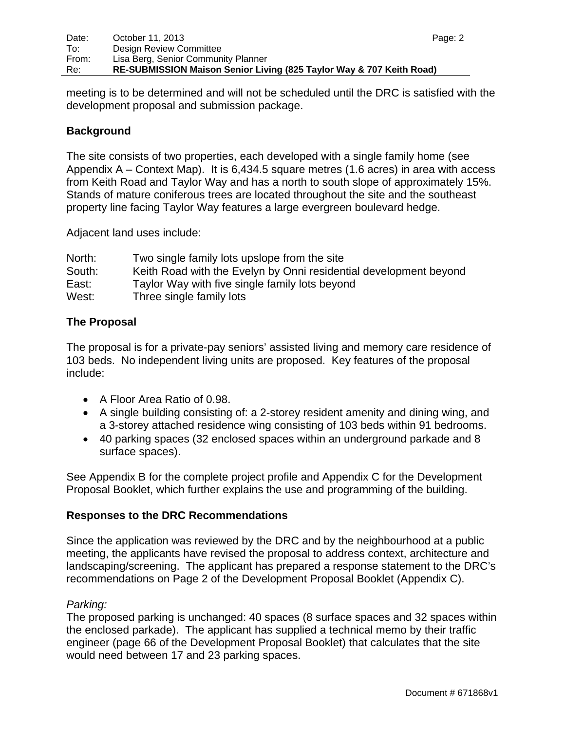meeting is to be determined and will not be scheduled until the DRC is satisfied with the development proposal and submission package.

**Background**

The site consists of two properties, each developed with a single family home (see Appendix A – Context Map). It is 6,434.5 square metres (1.6 acres) in area with access from Keith Road and Taylor Way and has a north to south slope of approximately 15%. Stands of mature coniferous trees are located throughout the site and the southeast property line facing Taylor Way features a large evergreen boulevard hedge.

Adjacent land uses include:

| | |
|---|---|
| North: | Two single family lots upslope from the site |
| South: | Keith Road with the Evelyn by Onni residential development beyond |
| East: | Taylor Way with five single family lots beyond |
| West: | Three single family lots |

**The Proposal**

The proposal is for a private-pay seniors' assisted living and memory care residence of 103 beds. No independent living units are proposed. Key features of the proposal include:

- A Floor Area Ratio of 0.98.
- A single building consisting of: a 2-storey resident amenity and dining wing, and a 3-storey attached residence wing consisting of 103 beds within 91 bedrooms.
- 40 parking spaces (32 enclosed spaces within an underground parkade and 8 surface spaces).

See Appendix B for the complete project profile and Appendix C for the Development Proposal Booklet, which further explains the use and programming of the building.

**Responses to the DRC Recommendations**

Since the application was reviewed by the DRC and by the neighbourhood at a public meeting, the applicants have revised the proposal to address context, architecture and landscaping/screening. The applicant has prepared a response statement to the DRC's recommendations on Page 2 of the Development Proposal Booklet (Appendix C).

*Parking:*
The proposed parking is unchanged: 40 spaces (8 surface spaces and 32 spaces within the enclosed parkade). The applicant has supplied a technical memo by their traffic engineer (page 66 of the Development Proposal Booklet) that calculates that the site would need between 17 and 23 parking spaces.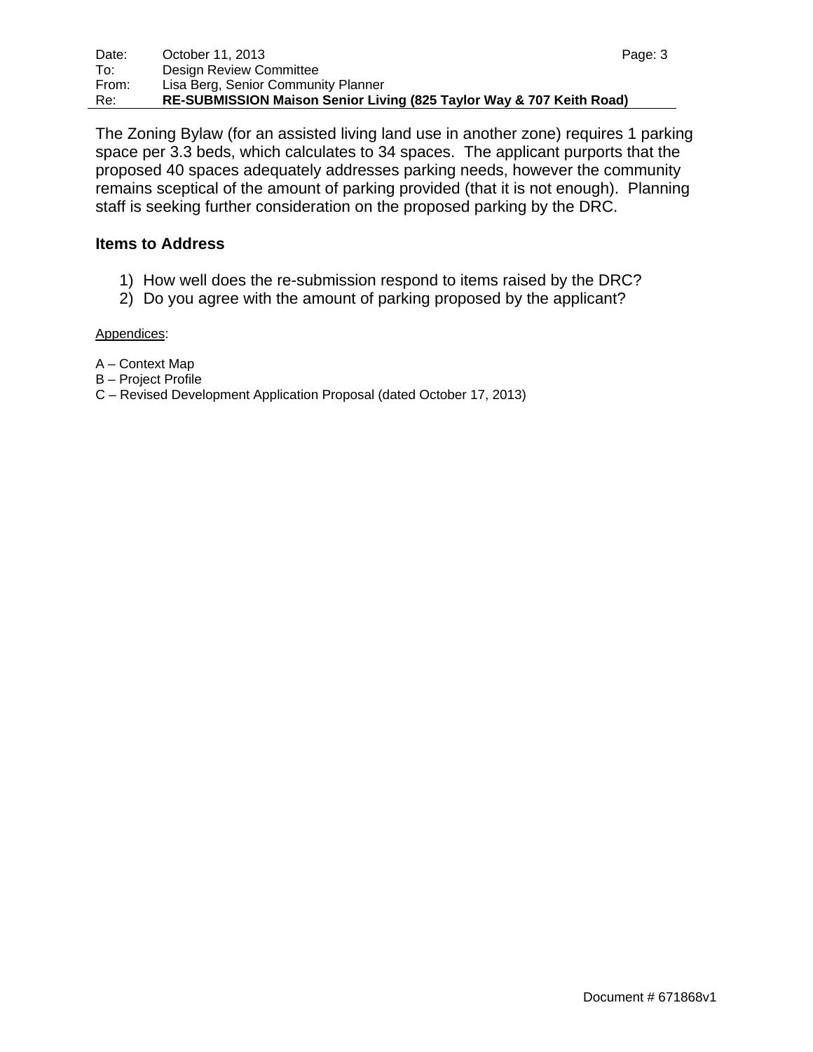The Zoning Bylaw (for an assisted living land use in another zone) requires 1 parking space per 3.3 beds, which calculates to 34 spaces. The applicant purports that the proposed 40 spaces adequately addresses parking needs, however the community remains sceptical of the amount of parking provided (that it is not enough). Planning staff is seeking further consideration on the proposed parking by the DRC.

## Items to Address

1) How well does the re-submission respond to items raised by the DRC?
2) Do you agree with the amount of parking proposed by the applicant?

Appendices:

A – Context Map
B – Project Profile
C – Revised Development Application Proposal (dated October 17, 2013)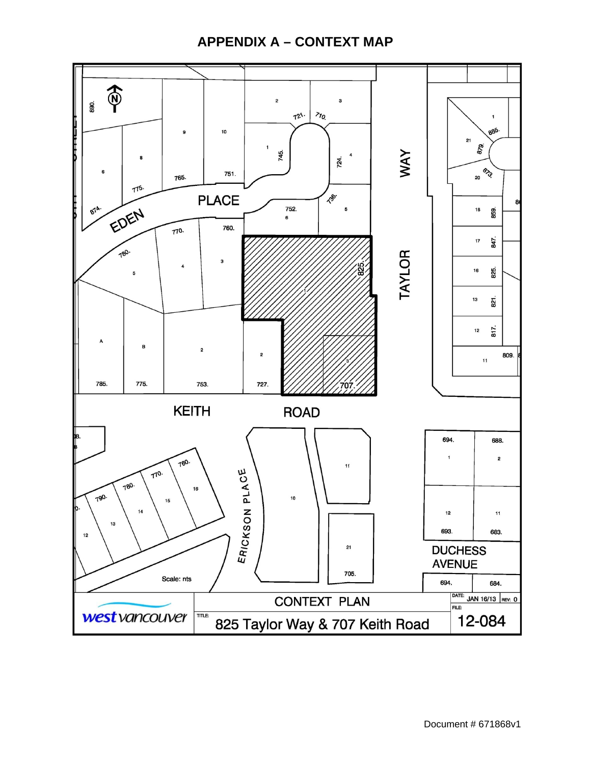# APPENDIX A – CONTEXT MAP

N

EDEN PLACE

TAYLOR WAY

KEITH ROAD

ERICKSON PLACE

DUCHESS AVENUE

Scale: nts

west vancouver

CONTEXT PLAN

TITLE: 825 Taylor Way & 707 Keith Road

DATE: JAN 16/13 REV: 0

FILE: 12-084

Document # 671868v1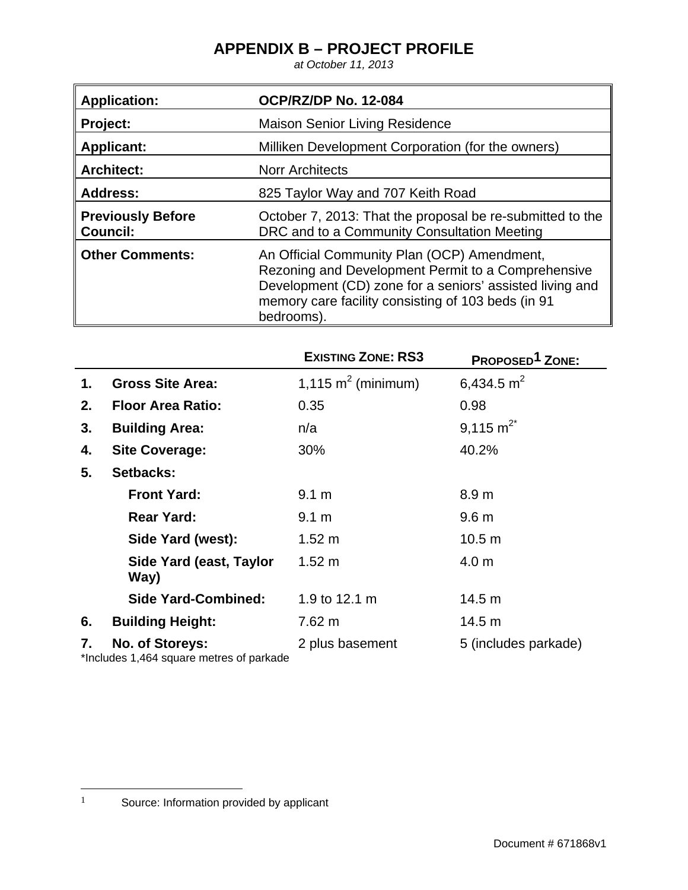# APPENDIX B – PROJECT PROFILE

*at October 11, 2013*

| | |
|---|---|
| **Application:** | **OCP/RZ/DP No. 12-084** |
| **Project:** | Maison Senior Living Residence |
| **Applicant:** | Milliken Development Corporation (for the owners) |
| **Architect:** | Norr Architects |
| **Address:** | 825 Taylor Way and 707 Keith Road |
| **Previously Before Council:** | October 7, 2013: That the proposal be re-submitted to the DRC and to a Community Consultation Meeting |
| **Other Comments:** | An Official Community Plan (OCP) Amendment, Rezoning and Development Permit to a Comprehensive Development (CD) zone for a seniors' assisted living and memory care facility consisting of 103 beds (in 91 bedrooms). |

| | | EXISTING ZONE: RS3 | PROPOSED[1] ZONE: |
|---|---|---|---|
| **1.** | **Gross Site Area:** | 1,115 m$^2$ (minimum) | 6,434.5 m$^2$ |
| **2.** | **Floor Area Ratio:** | 0.35 | 0.98 |
| **3.** | **Building Area:** | n/a | 9,115 m$^{2*}$ |
| **4.** | **Site Coverage:** | 30% | 40.2% |
| **5.** | **Setbacks:** | | |
| | **Front Yard:** | 9.1 m | 8.9 m |
| | **Rear Yard:** | 9.1 m | 9.6 m |
| | **Side Yard (west):** | 1.52 m | 10.5 m |
| | **Side Yard (east, Taylor Way)** | 1.52 m | 4.0 m |
| | **Side Yard-Combined:** | 1.9 to 12.1 m | 14.5 m |
| **6.** | **Building Height:** | 7.62 m | 14.5 m |
| **7.** | **No. of Storeys:** | 2 plus basement | 5 (includes parkade) |

*Includes 1,464 square metres of parkade

[1] Source: Information provided by applicant

Document # 671868v1